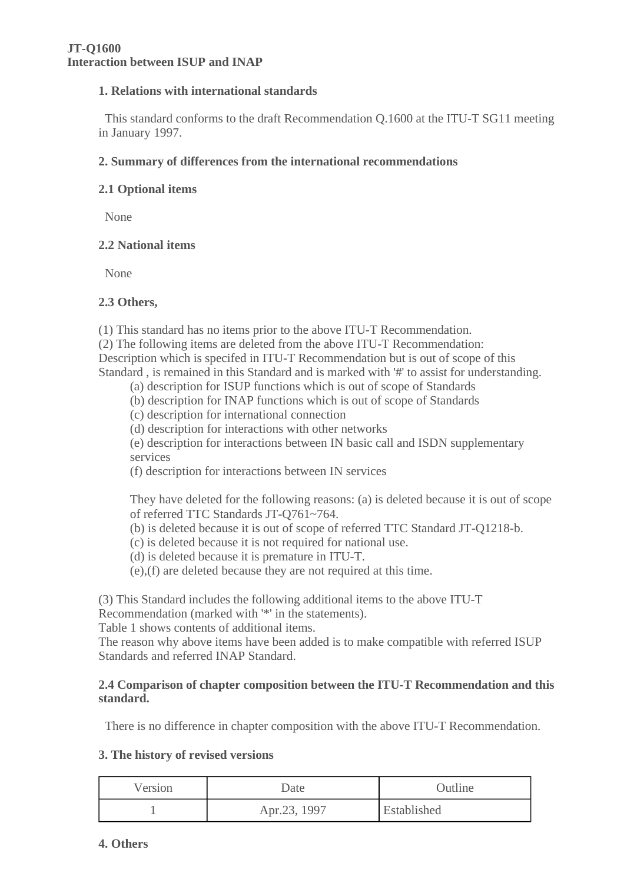**JT-Q1600**
**Interaction between ISUP and INAP**

## 1. Relations with international standards

This standard conforms to the draft Recommendation Q.1600 at the ITU-T SG11 meeting in January 1997.

## 2. Summary of differences from the international recommendations

### 2.1 Optional items

None

### 2.2 National items

None

### 2.3 Others,

(1) This standard has no items prior to the above ITU-T Recommendation.
(2) The following items are deleted from the above ITU-T Recommendation:
Description which is specifed in ITU-T Recommendation but is out of scope of this Standard , is remained in this Standard and is marked with '#' to assist for understanding.

(a) description for ISUP functions which is out of scope of Standards
(b) description for INAP functions which is out of scope of Standards
(c) description for international connection
(d) description for interactions with other networks
(e) description for interactions between IN basic call and ISDN supplementary services
(f) description for interactions between IN services

They have deleted for the following reasons: (a) is deleted because it is out of scope of referred TTC Standards JT-Q761~764.
(b) is deleted because it is out of scope of referred TTC Standard JT-Q1218-b.
(c) is deleted because it is not required for national use.
(d) is deleted because it is premature in ITU-T.
(e),(f) are deleted because they are not required at this time.

(3) This Standard includes the following additional items to the above ITU-T Recommendation (marked with '*' in the statements).
Table 1 shows contents of additional items.
The reason why above items have been added is to make compatible with referred ISUP Standards and referred INAP Standard.

### 2.4 Comparison of chapter composition between the ITU-T Recommendation and this standard.

There is no difference in chapter composition with the above ITU-T Recommendation.

## 3. The history of revised versions

| Version | Date | Outline |
|---|---|---|
| 1 | Apr.23, 1997 | Established |

## 4. Others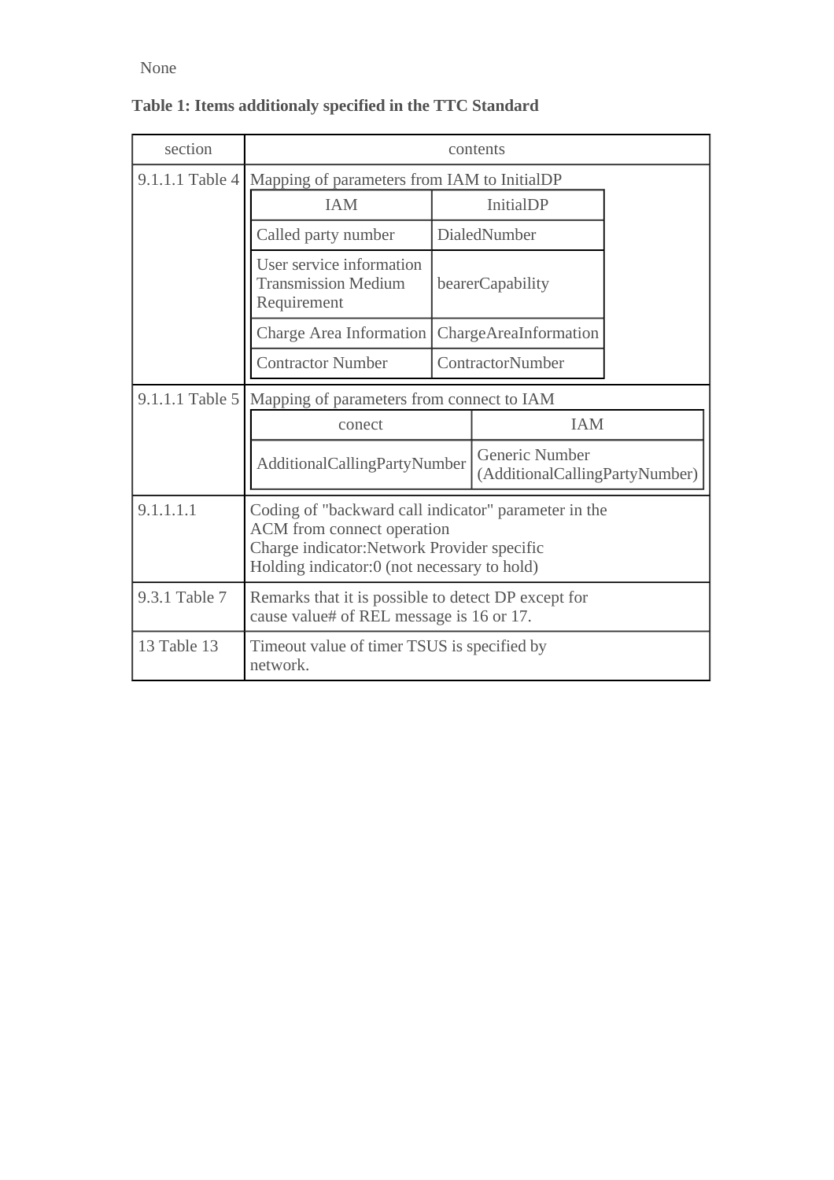None

**Table 1: Items additionaly specified in the TTC Standard**

<table>
<tr><th>section</th><th>contents</th></tr>
<tr><td>9.1.1.1 Table 4</td><td>Mapping of parameters from IAM to InitialDP<br><table><tr><th>IAM</th><th>InitialDP</th></tr><tr><td>Called party number</td><td>DialedNumber</td></tr><tr><td>User service information Transmission Medium Requirement</td><td>bearerCapability</td></tr><tr><td>Charge Area Information</td><td>ChargeAreaInformation</td></tr><tr><td>Contractor Number</td><td>ContractorNumber</td></tr></table></td></tr>
<tr><td>9.1.1.1 Table 5</td><td>Mapping of parameters from connect to IAM<br><table><tr><th>conect</th><th>IAM</th></tr><tr><td>AdditionalCallingPartyNumber</td><td>Generic Number (AdditionalCallingPartyNumber)</td></tr></table></td></tr>
<tr><td>9.1.1.1.1</td><td>Coding of "backward call indicator" parameter in the ACM from connect operation<br>Charge indicator:Network Provider specific<br>Holding indicator:0 (not necessary to hold)</td></tr>
<tr><td>9.3.1 Table 7</td><td>Remarks that it is possible to detect DP except for cause value# of REL message is 16 or 17.</td></tr>
<tr><td>13 Table 13</td><td>Timeout value of timer TSUS is specified by network.</td></tr>
</table>